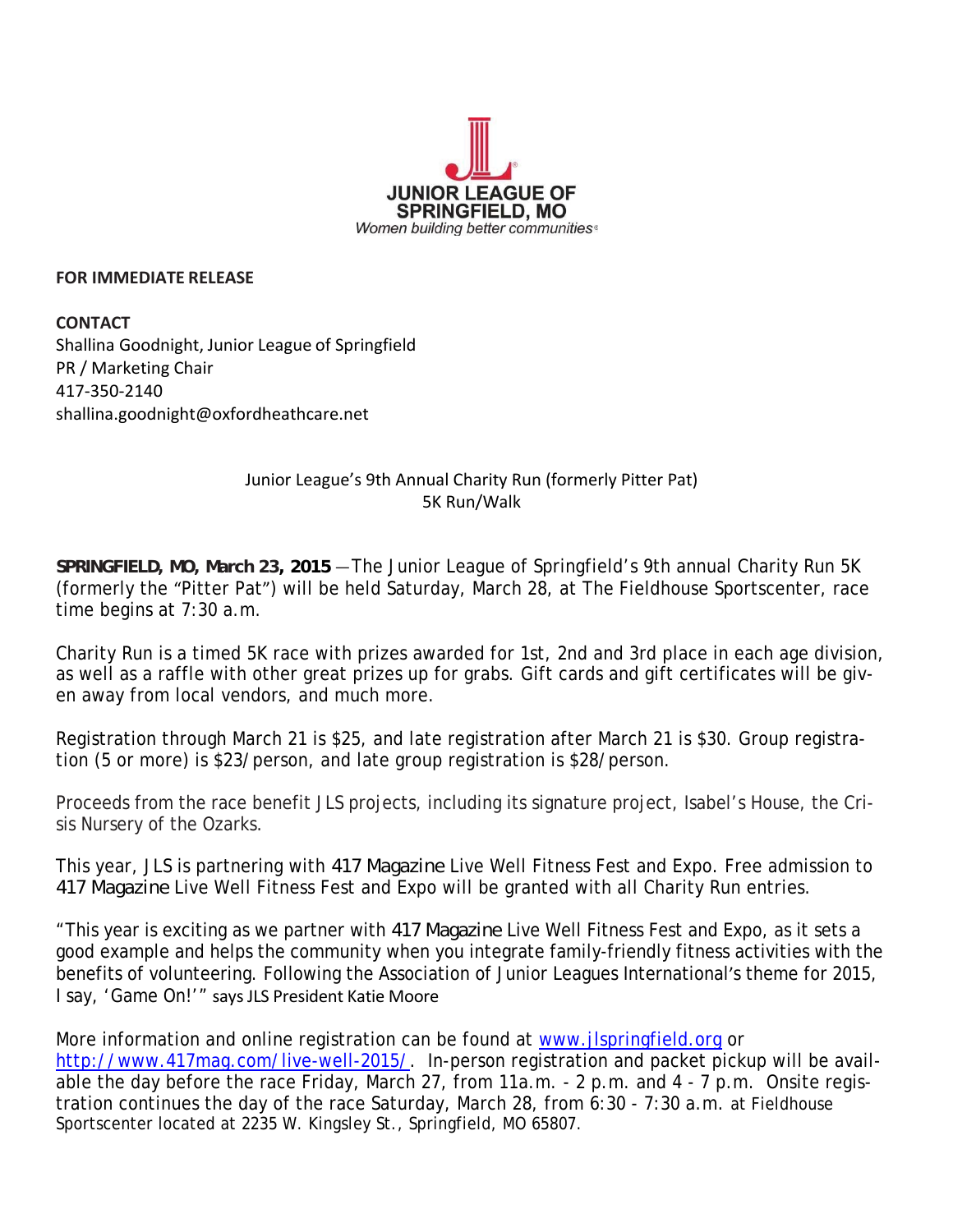JUNIOR LEAGUE OF SPRINGFIELD, MO

*Women building better communities®*

**FOR IMMEDIATE RELEASE**

**CONTACT**
Shallina Goodnight, Junior League of Springfield
PR / Marketing Chair
417-350-2140
shallina.goodnight@oxfordheathcare.net

Junior League's 9th Annual Charity Run (formerly Pitter Pat)
5K Run/Walk

**SPRINGFIELD, MO, March 23, 2015** —The Junior League of Springfield's 9th annual Charity Run 5K (formerly the "Pitter Pat") will be held Saturday, March 28, at The Fieldhouse Sportscenter, race time begins at 7:30 a.m.

Charity Run is a timed 5K race with prizes awarded for 1st, 2nd and 3rd place in each age division, as well as a raffle with other great prizes up for grabs. Gift cards and gift certificates will be given away from local vendors, and much more.

Registration through March 21 is $25, and late registration after March 21 is $30. Group registration (5 or more) is $23/person, and late group registration is $28/person.

Proceeds from the race benefit JLS projects, including its signature project, Isabel's House, the Crisis Nursery of the Ozarks.

This year, JLS is partnering with *417 Magazine* Live Well Fitness Fest and Expo. Free admission to *417 Magazine* Live Well Fitness Fest and Expo will be granted with all Charity Run entries.

"This year is exciting as we partner with *417 Magazine* Live Well Fitness Fest and Expo, as it sets a good example and helps the community when you integrate family-friendly fitness activities with the benefits of volunteering. Following the Association of Junior Leagues International's theme for 2015, I say, 'Game On!'" says JLS President Katie Moore

More information and online registration can be found at [www.jlspringfield.org](http://www.jlspringfield.org) or [http://www.417mag.com/live-well-2015/](http://www.417mag.com/live-well-2015/). In-person registration and packet pickup will be available the day before the race Friday, March 27, from 11a.m. - 2 p.m. and 4 - 7 p.m. Onsite registration continues the day of the race Saturday, March 28, from 6:30 - 7:30 a.m. at Fieldhouse Sportscenter located at 2235 W. Kingsley St., Springfield, MO 65807.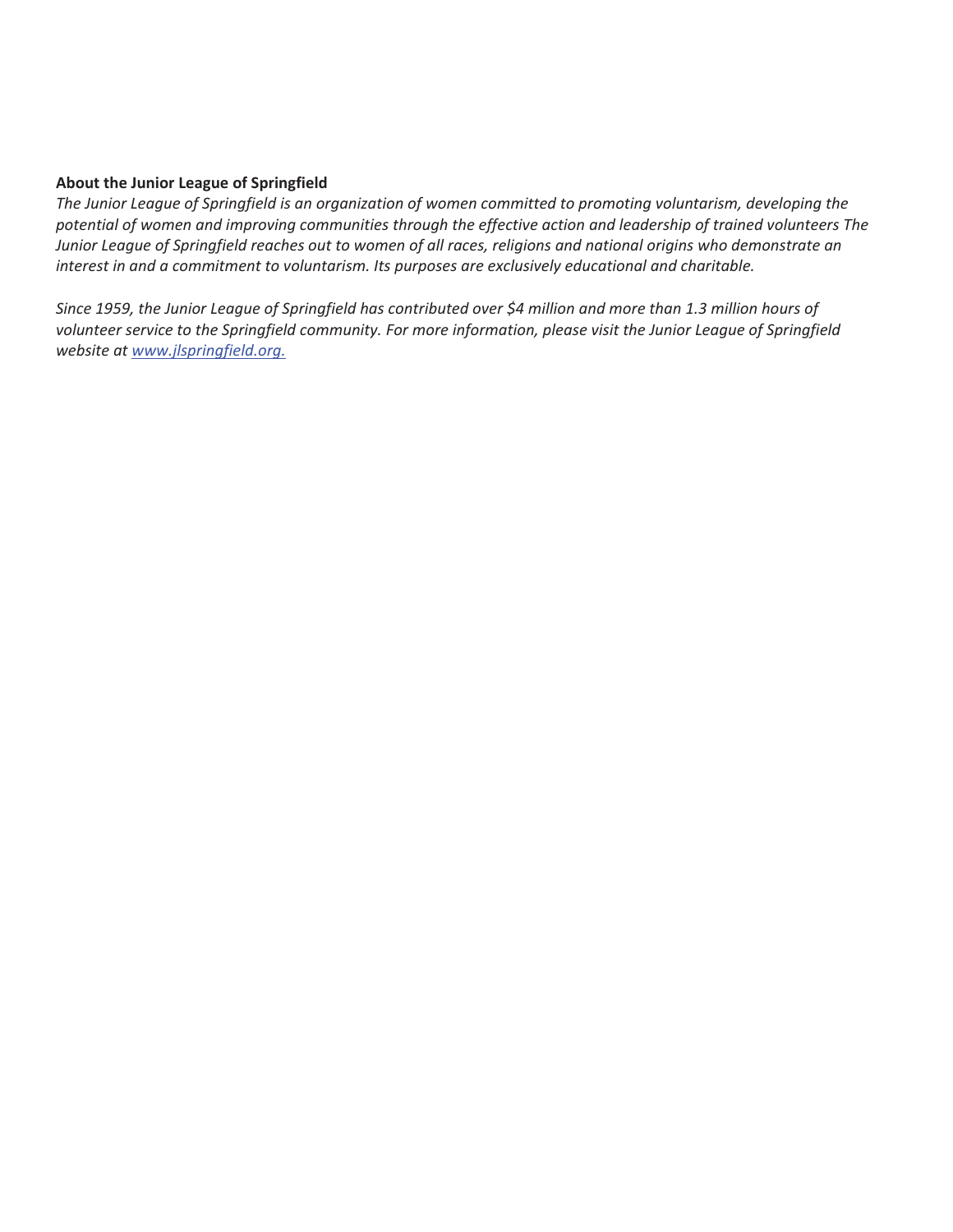**About the Junior League of Springfield**

*The Junior League of Springfield is an organization of women committed to promoting voluntarism, developing the potential of women and improving communities through the effective action and leadership of trained volunteers The Junior League of Springfield reaches out to women of all races, religions and national origins who demonstrate an interest in and a commitment to voluntarism. Its purposes are exclusively educational and charitable.*

*Since 1959, the Junior League of Springfield has contributed over $4 million and more than 1.3 million hours of volunteer service to the Springfield community. For more information, please visit the Junior League of Springfield website at [www.jlspringfield.org.](http://www.jlspringfield.org)*